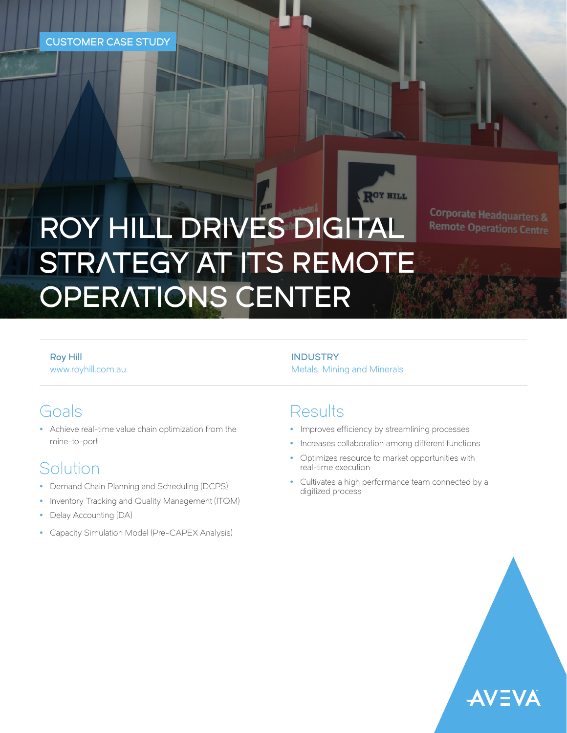CUSTOMER CASE STUDY

# ROY HILL DRIVES DIGITAL STRATEGY AT ITS REMOTE OPERATIONS CENTER

**Roy Hill**
www.royhill.com.au

**INDUSTRY**
Metals, Mining and Minerals

## Goals

- Achieve real-time value chain optimization from the mine-to-port

## Solution

- Demand Chain Planning and Scheduling (DCPS)
- Inventory Tracking and Quality Management (ITQM)
- Delay Accounting (DA)
- Capacity Simulation Model (Pre-CAPEX Analysis)

## Results

- Improves efficiency by streamlining processes
- Increases collaboration among different functions
- Optimizes resource to market opportunities with real-time execution
- Cultivates a high performance team connected by a digitized process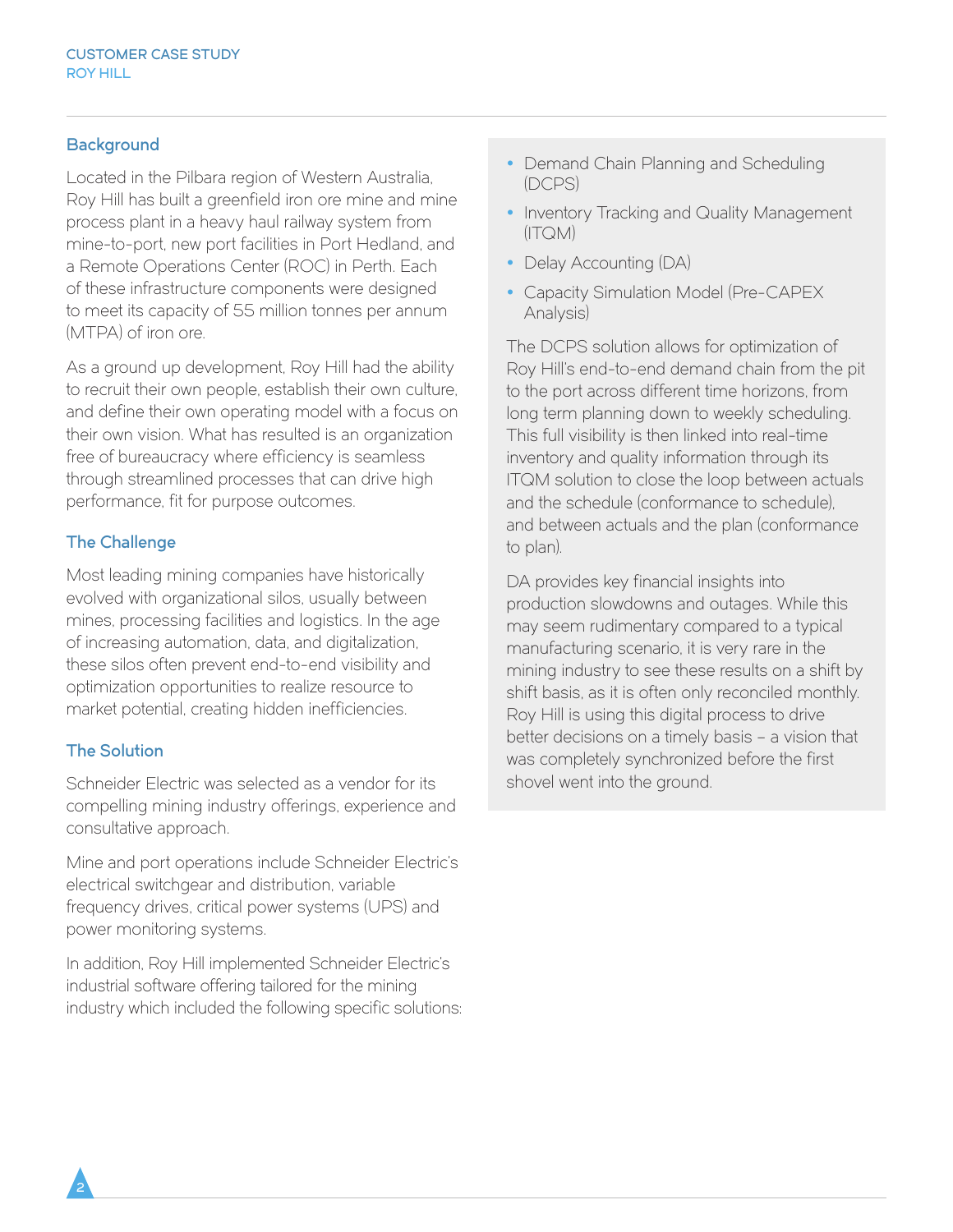## Background

Located in the Pilbara region of Western Australia, Roy Hill has built a greenfield iron ore mine and mine process plant in a heavy haul railway system from mine-to-port, new port facilities in Port Hedland, and a Remote Operations Center (ROC) in Perth. Each of these infrastructure components were designed to meet its capacity of 55 million tonnes per annum (MTPA) of iron ore.

As a ground up development, Roy Hill had the ability to recruit their own people, establish their own culture, and define their own operating model with a focus on their own vision. What has resulted is an organization free of bureaucracy where efficiency is seamless through streamlined processes that can drive high performance, fit for purpose outcomes.

## The Challenge

Most leading mining companies have historically evolved with organizational silos, usually between mines, processing facilities and logistics. In the age of increasing automation, data, and digitalization, these silos often prevent end-to-end visibility and optimization opportunities to realize resource to market potential, creating hidden inefficiencies.

## The Solution

Schneider Electric was selected as a vendor for its compelling mining industry offerings, experience and consultative approach.

Mine and port operations include Schneider Electric's electrical switchgear and distribution, variable frequency drives, critical power systems (UPS) and power monitoring systems.

In addition, Roy Hill implemented Schneider Electric's industrial software offering tailored for the mining industry which included the following specific solutions:

- Demand Chain Planning and Scheduling (DCPS)
- Inventory Tracking and Quality Management (ITQM)
- Delay Accounting (DA)
- Capacity Simulation Model (Pre-CAPEX Analysis)

The DCPS solution allows for optimization of Roy Hill's end-to-end demand chain from the pit to the port across different time horizons, from long term planning down to weekly scheduling. This full visibility is then linked into real-time inventory and quality information through its ITQM solution to close the loop between actuals and the schedule (conformance to schedule), and between actuals and the plan (conformance to plan).

DA provides key financial insights into production slowdowns and outages. While this may seem rudimentary compared to a typical manufacturing scenario, it is very rare in the mining industry to see these results on a shift by shift basis, as it is often only reconciled monthly. Roy Hill is using this digital process to drive better decisions on a timely basis – a vision that was completely synchronized before the first shovel went into the ground.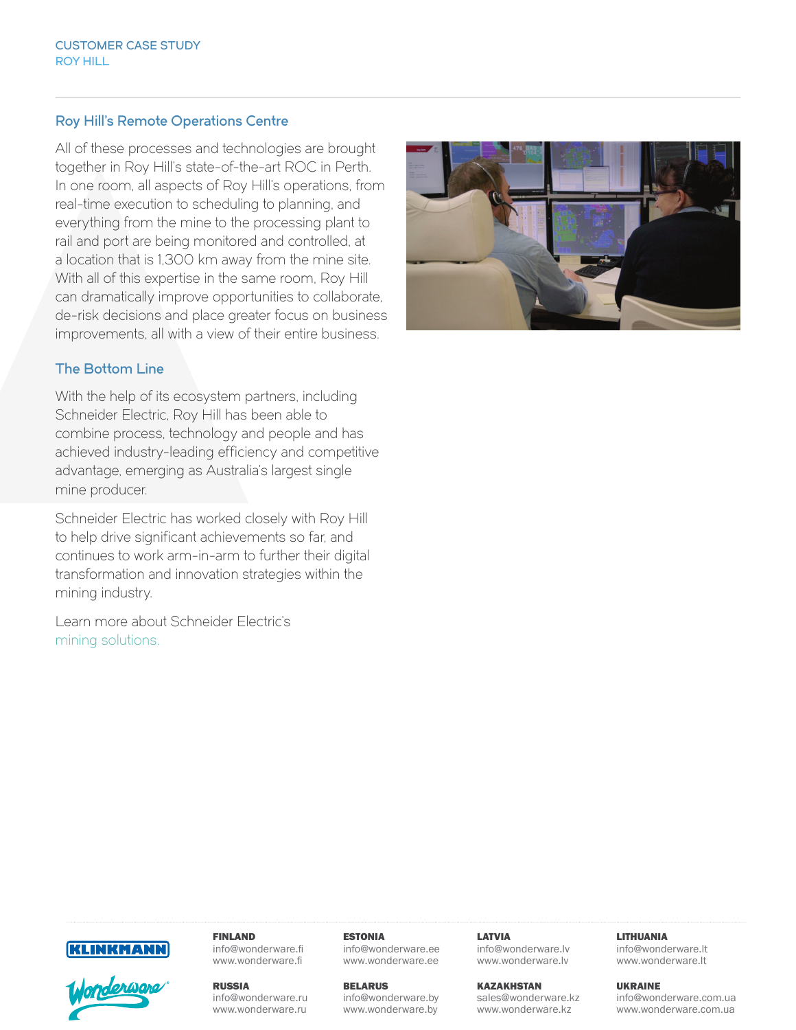## Roy Hill's Remote Operations Centre

All of these processes and technologies are brought together in Roy Hill's state-of-the-art ROC in Perth. In one room, all aspects of Roy Hill's operations, from real-time execution to scheduling to planning, and everything from the mine to the processing plant to rail and port are being monitored and controlled, at a location that is 1,300 km away from the mine site. With all of this expertise in the same room, Roy Hill can dramatically improve opportunities to collaborate, de-risk decisions and place greater focus on business improvements, all with a view of their entire business.

## The Bottom Line

With the help of its ecosystem partners, including Schneider Electric, Roy Hill has been able to combine process, technology and people and has achieved industry-leading efficiency and competitive advantage, emerging as Australia's largest single mine producer.

Schneider Electric has worked closely with Roy Hill to help drive significant achievements so far, and continues to work arm-in-arm to further their digital transformation and innovation strategies within the mining industry.

Learn more about Schneider Electric's mining solutions.

KLINKMANN

Wonderware

**FINLAND**
info@wonderware.fi
www.wonderware.fi

**ESTONIA**
info@wonderware.ee
www.wonderware.ee

**LATVIA**
info@wonderware.lv
www.wonderware.lv

**LITHUANIA**
info@wonderware.lt
www.wonderware.lt

**RUSSIA**
info@wonderware.ru
www.wonderware.ru

**BELARUS**
info@wonderware.by
www.wonderware.by

**KAZAKHSTAN**
sales@wonderware.kz
www.wonderware.kz

**UKRAINE**
info@wonderware.com.ua
www.wonderware.com.ua